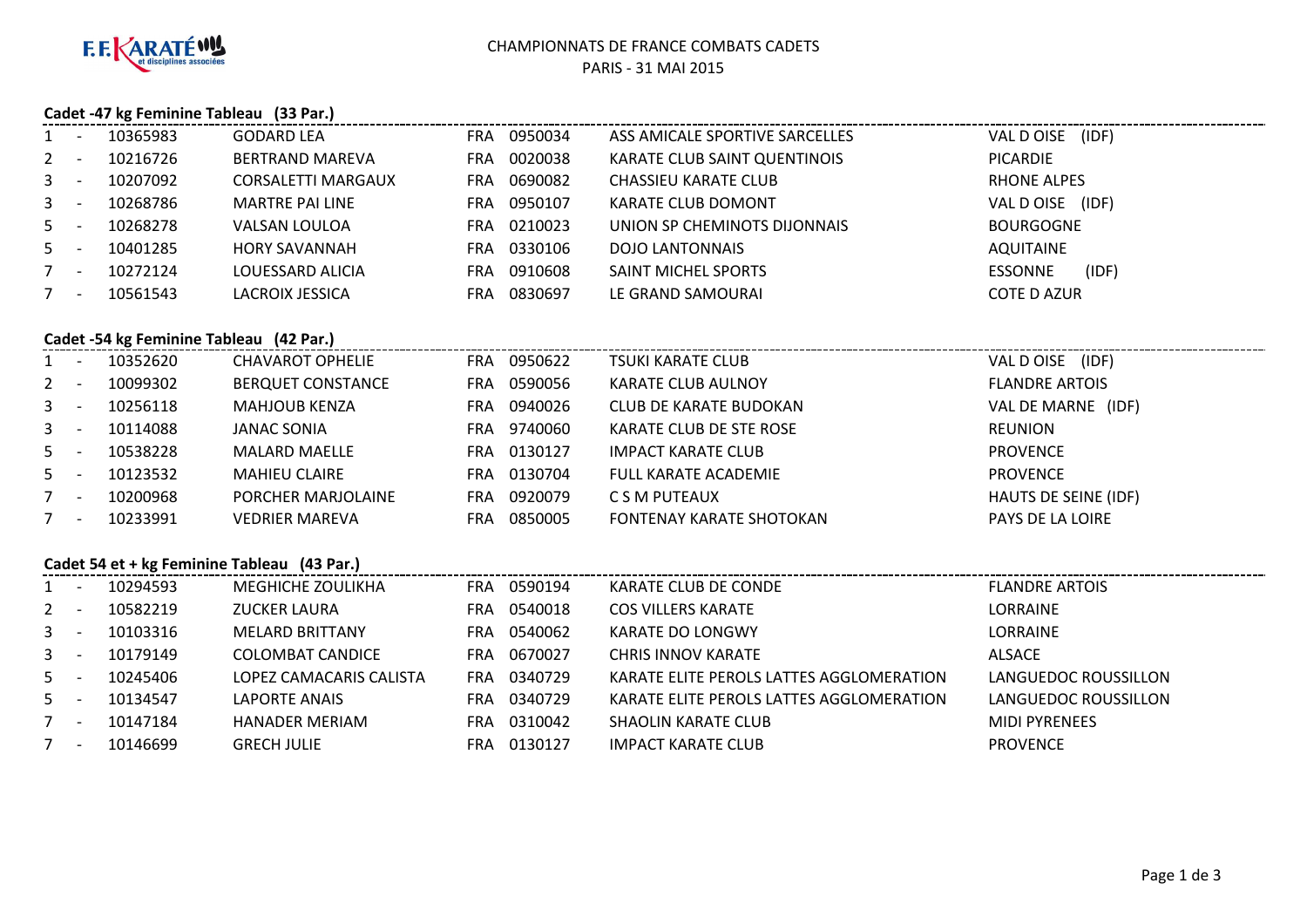F.F. KARATÉ et disciplines associées

# CHAMPIONNATS DE FRANCE COMBATS CADETS
## PARIS - 31 MAI 2015

### Cadet -47 kg Feminine Tableau (33 Par.)

| | | | | | | | |
|---|---|---|---|---|---|---|---|
| 1 | - | 10365983 | GODARD LEA | FRA | 0950034 | ASS AMICALE SPORTIVE SARCELLES | VAL D OISE (IDF) |
| 2 | - | 10216726 | BERTRAND MAREVA | FRA | 0020038 | KARATE CLUB SAINT QUENTINOIS | PICARDIE |
| 3 | - | 10207092 | CORSALETTI MARGAUX | FRA | 0690082 | CHASSIEU KARATE CLUB | RHONE ALPES |
| 3 | - | 10268786 | MARTRE PAI LINE | FRA | 0950107 | KARATE CLUB DOMONT | VAL D OISE (IDF) |
| 5 | - | 10268278 | VALSAN LOULOA | FRA | 0210023 | UNION SP CHEMINOTS DIJONNAIS | BOURGOGNE |
| 5 | - | 10401285 | HORY SAVANNAH | FRA | 0330106 | DOJO LANTONNAIS | AQUITAINE |
| 7 | - | 10272124 | LOUESSARD ALICIA | FRA | 0910608 | SAINT MICHEL SPORTS | ESSONNE (IDF) |
| 7 | - | 10561543 | LACROIX JESSICA | FRA | 0830697 | LE GRAND SAMOURAI | COTE D AZUR |

### Cadet -54 kg Feminine Tableau (42 Par.)

| | | | | | | | |
|---|---|---|---|---|---|---|---|
| 1 | - | 10352620 | CHAVAROT OPHELIE | FRA | 0950622 | TSUKI KARATE CLUB | VAL D OISE (IDF) |
| 2 | - | 10099302 | BERQUET CONSTANCE | FRA | 0590056 | KARATE CLUB AULNOY | FLANDRE ARTOIS |
| 3 | - | 10256118 | MAHJOUB KENZA | FRA | 0940026 | CLUB DE KARATE BUDOKAN | VAL DE MARNE (IDF) |
| 3 | - | 10114088 | JANAC SONIA | FRA | 9740060 | KARATE CLUB DE STE ROSE | REUNION |
| 5 | - | 10538228 | MALARD MAELLE | FRA | 0130127 | IMPACT KARATE CLUB | PROVENCE |
| 5 | - | 10123532 | MAHIEU CLAIRE | FRA | 0130704 | FULL KARATE ACADEMIE | PROVENCE |
| 7 | - | 10200968 | PORCHER MARJOLAINE | FRA | 0920079 | C S M PUTEAUX | HAUTS DE SEINE (IDF) |
| 7 | - | 10233991 | VEDRIER MAREVA | FRA | 0850005 | FONTENAY KARATE SHOTOKAN | PAYS DE LA LOIRE |

### Cadet 54 et + kg Feminine Tableau (43 Par.)

| | | | | | | | |
|---|---|---|---|---|---|---|---|
| 1 | - | 10294593 | MEGHICHE ZOULIKHA | FRA | 0590194 | KARATE CLUB DE CONDE | FLANDRE ARTOIS |
| 2 | - | 10582219 | ZUCKER LAURA | FRA | 0540018 | COS VILLERS KARATE | LORRAINE |
| 3 | - | 10103316 | MELARD BRITTANY | FRA | 0540062 | KARATE DO LONGWY | LORRAINE |
| 3 | - | 10179149 | COLOMBAT CANDICE | FRA | 0670027 | CHRIS INNOV KARATE | ALSACE |
| 5 | - | 10245406 | LOPEZ CAMACARIS CALISTA | FRA | 0340729 | KARATE ELITE PEROLS LATTES AGGLOMERATION | LANGUEDOC ROUSSILLON |
| 5 | - | 10134547 | LAPORTE ANAIS | FRA | 0340729 | KARATE ELITE PEROLS LATTES AGGLOMERATION | LANGUEDOC ROUSSILLON |
| 7 | - | 10147184 | HANADER MERIAM | FRA | 0310042 | SHAOLIN KARATE CLUB | MIDI PYRENEES |
| 7 | - | 10146699 | GRECH JULIE | FRA | 0130127 | IMPACT KARATE CLUB | PROVENCE |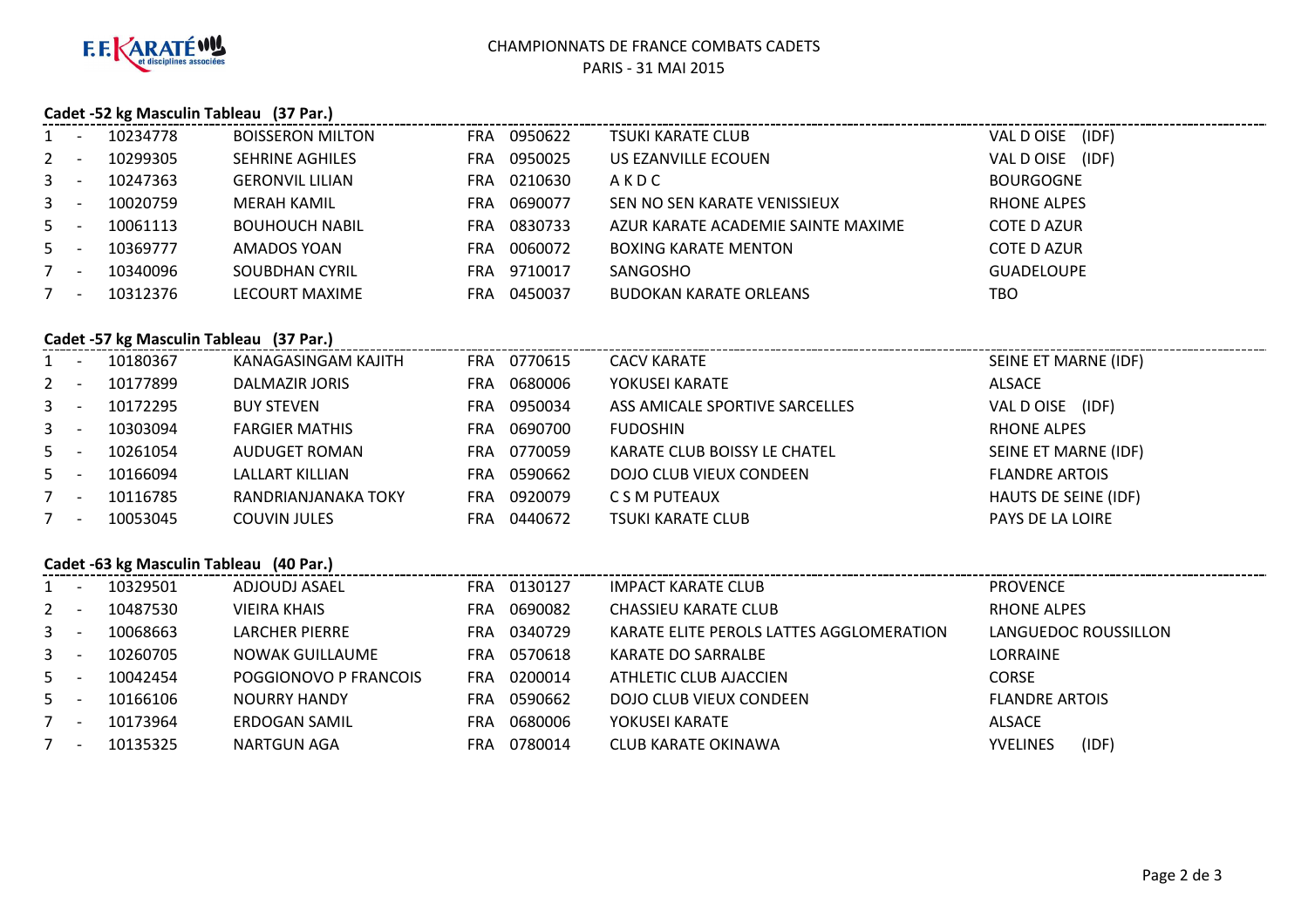# CHAMPIONNATS DE FRANCE COMBATS CADETS

PARIS - 31 MAI 2015

## Cadet -52 kg Masculin Tableau (37 Par.)

| Place | Licence | Nom | Nat. | Club N° | Club | Ligue |
|---|---|---|---|---|---|---|
| 1 - | 10234778 | BOISSERON MILTON | FRA | 0950622 | TSUKI KARATE CLUB | VAL D OISE (IDF) |
| 2 - | 10299305 | SEHRINE AGHILES | FRA | 0950025 | US EZANVILLE ECOUEN | VAL D OISE (IDF) |
| 3 - | 10247363 | GERONVIL LILIAN | FRA | 0210630 | A K D C | BOURGOGNE |
| 3 - | 10020759 | MERAH KAMIL | FRA | 0690077 | SEN NO SEN KARATE VENISSIEUX | RHONE ALPES |
| 5 - | 10061113 | BOUHOUCH NABIL | FRA | 0830733 | AZUR KARATE ACADEMIE SAINTE MAXIME | COTE D AZUR |
| 5 - | 10369777 | AMADOS YOAN | FRA | 0060072 | BOXING KARATE MENTON | COTE D AZUR |
| 7 - | 10340096 | SOUBDHAN CYRIL | FRA | 9710017 | SANGOSHO | GUADELOUPE |
| 7 - | 10312376 | LECOURT MAXIME | FRA | 0450037 | BUDOKAN KARATE ORLEANS | TBO |

## Cadet -57 kg Masculin Tableau (37 Par.)

| Place | Licence | Nom | Nat. | Club N° | Club | Ligue |
|---|---|---|---|---|---|---|
| 1 - | 10180367 | KANAGASINGAM KAJITH | FRA | 0770615 | CACV KARATE | SEINE ET MARNE (IDF) |
| 2 - | 10177899 | DALMAZIR JORIS | FRA | 0680006 | YOKUSEI KARATE | ALSACE |
| 3 - | 10172295 | BUY STEVEN | FRA | 0950034 | ASS AMICALE SPORTIVE SARCELLES | VAL D OISE (IDF) |
| 3 - | 10303094 | FARGIER MATHIS | FRA | 0690700 | FUDOSHIN | RHONE ALPES |
| 5 - | 10261054 | AUDUGET ROMAN | FRA | 0770059 | KARATE CLUB BOISSY LE CHATEL | SEINE ET MARNE (IDF) |
| 5 - | 10166094 | LALLART KILLIAN | FRA | 0590662 | DOJO CLUB VIEUX CONDEEN | FLANDRE ARTOIS |
| 7 - | 10116785 | RANDRIANJANAKA TOKY | FRA | 0920079 | C S M PUTEAUX | HAUTS DE SEINE (IDF) |
| 7 - | 10053045 | COUVIN JULES | FRA | 0440672 | TSUKI KARATE CLUB | PAYS DE LA LOIRE |

## Cadet -63 kg Masculin Tableau (40 Par.)

| Place | Licence | Nom | Nat. | Club N° | Club | Ligue |
|---|---|---|---|---|---|---|
| 1 - | 10329501 | ADJOUDJ ASAEL | FRA | 0130127 | IMPACT KARATE CLUB | PROVENCE |
| 2 - | 10487530 | VIEIRA KHAIS | FRA | 0690082 | CHASSIEU KARATE CLUB | RHONE ALPES |
| 3 - | 10068663 | LARCHER PIERRE | FRA | 0340729 | KARATE ELITE PEROLS LATTES AGGLOMERATION | LANGUEDOC ROUSSILLON |
| 3 - | 10260705 | NOWAK GUILLAUME | FRA | 0570618 | KARATE DO SARRALBE | LORRAINE |
| 5 - | 10042454 | POGGIONOVO P FRANCOIS | FRA | 0200014 | ATHLETIC CLUB AJACCIEN | CORSE |
| 5 - | 10166106 | NOURRY HANDY | FRA | 0590662 | DOJO CLUB VIEUX CONDEEN | FLANDRE ARTOIS |
| 7 - | 10173964 | ERDOGAN SAMIL | FRA | 0680006 | YOKUSEI KARATE | ALSACE |
| 7 - | 10135325 | NARTGUN AGA | FRA | 0780014 | CLUB KARATE OKINAWA | YVELINES (IDF) |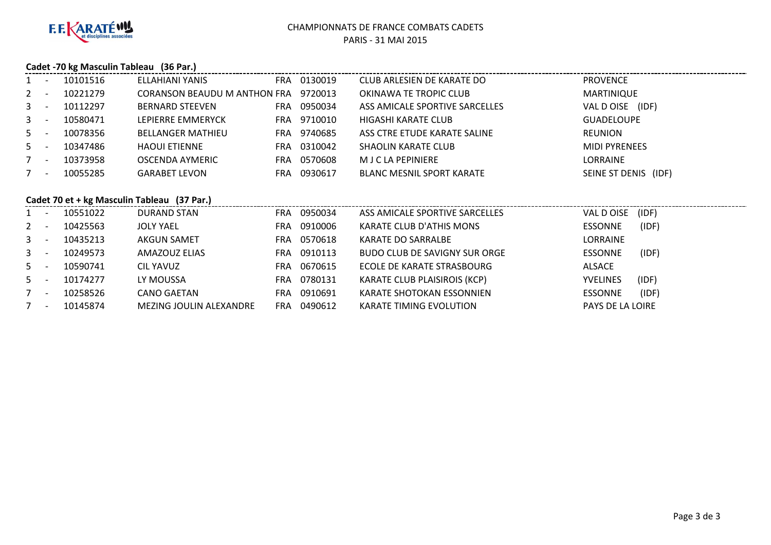CHAMPIONNATS DE FRANCE COMBATS CADETS
PARIS - 31 MAI 2015

### Cadet -70 kg Masculin Tableau (36 Par.)

| | | | | | | | |
|---|---|---|---|---|---|---|---|
| 1 | - | 10101516 | ELLAHIANI YANIS | FRA | 0130019 | CLUB ARLESIEN DE KARATE DO | PROVENCE |
| 2 | - | 10221279 | CORANSON BEAUDU M ANTHON | FRA | 9720013 | OKINAWA TE TROPIC CLUB | MARTINIQUE |
| 3 | - | 10112297 | BERNARD STEEVEN | FRA | 0950034 | ASS AMICALE SPORTIVE SARCELLES | VAL D OISE (IDF) |
| 3 | - | 10580471 | LEPIERRE EMMERYCK | FRA | 9710010 | HIGASHI KARATE CLUB | GUADELOUPE |
| 5 | - | 10078356 | BELLANGER MATHIEU | FRA | 9740685 | ASS CTRE ETUDE KARATE SALINE | REUNION |
| 5 | - | 10347486 | HAOUI ETIENNE | FRA | 0310042 | SHAOLIN KARATE CLUB | MIDI PYRENEES |
| 7 | - | 10373958 | OSCENDA AYMERIC | FRA | 0570608 | M J C LA PEPINIERE | LORRAINE |
| 7 | - | 10055285 | GARABET LEVON | FRA | 0930617 | BLANC MESNIL SPORT KARATE | SEINE ST DENIS (IDF) |

### Cadet 70 et + kg Masculin Tableau (37 Par.)

| | | | | | | | |
|---|---|---|---|---|---|---|---|
| 1 | - | 10551022 | DURAND STAN | FRA | 0950034 | ASS AMICALE SPORTIVE SARCELLES | VAL D OISE (IDF) |
| 2 | - | 10425563 | JOLY YAEL | FRA | 0910006 | KARATE CLUB D'ATHIS MONS | ESSONNE (IDF) |
| 3 | - | 10435213 | AKGUN SAMET | FRA | 0570618 | KARATE DO SARRALBE | LORRAINE |
| 3 | - | 10249573 | AMAZOUZ ELIAS | FRA | 0910113 | BUDO CLUB DE SAVIGNY SUR ORGE | ESSONNE (IDF) |
| 5 | - | 10590741 | CIL YAVUZ | FRA | 0670615 | ECOLE DE KARATE STRASBOURG | ALSACE |
| 5 | - | 10174277 | LY MOUSSA | FRA | 0780131 | KARATE CLUB PLAISIROIS (KCP) | YVELINES (IDF) |
| 7 | - | 10258526 | CANO GAETAN | FRA | 0910691 | KARATE SHOTOKAN ESSONNIEN | ESSONNE (IDF) |
| 7 | - | 10145874 | MEZING JOULIN ALEXANDRE | FRA | 0490612 | KARATE TIMING EVOLUTION | PAYS DE LA LOIRE |